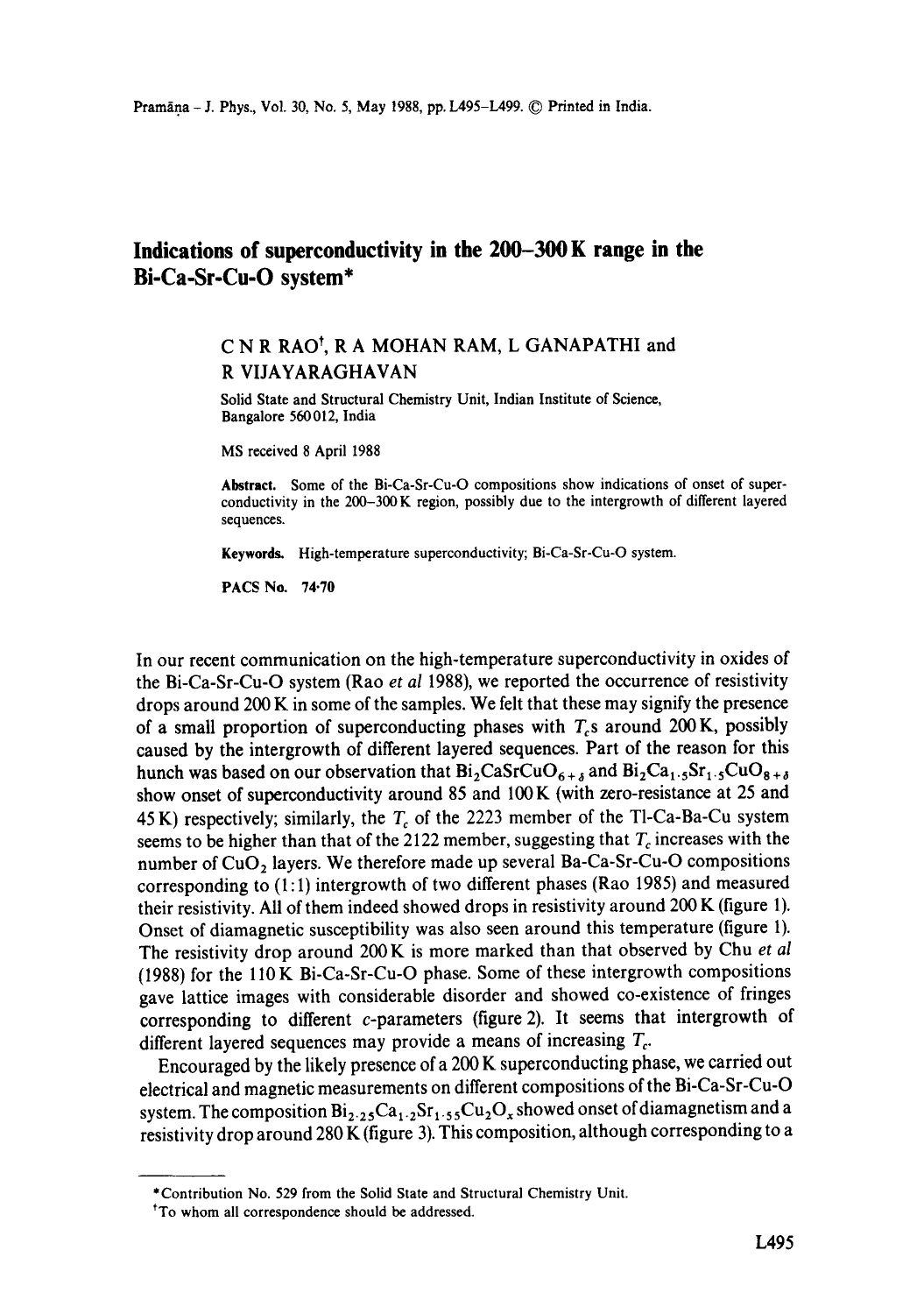# Indications of superconductivity in the 200–300 K range in the Bi-Ca-Sr-Cu-O system*

C N R RAO[†], R A MOHAN RAM, L GANAPATHI and R VIJAYARAGHAVAN

Solid State and Structural Chemistry Unit, Indian Institute of Science, Bangalore 560012, India

MS received 8 April 1988

**Abstract.** Some of the Bi-Ca-Sr-Cu-O compositions show indications of onset of superconductivity in the 200–300 K region, possibly due to the intergrowth of different layered sequences.

**Keywords.** High-temperature superconductivity; Bi-Ca-Sr-Cu-O system.

**PACS No.** 74·70

In our recent communication on the high-temperature superconductivity in oxides of the Bi-Ca-Sr-Cu-O system (Rao *et al* 1988), we reported the occurrence of resistivity drops around 200 K in some of the samples. We felt that these may signify the presence of a small proportion of superconducting phases with $T_c$s around 200 K, possibly caused by the intergrowth of different layered sequences. Part of the reason for this hunch was based on our observation that $Bi_2CaSrCuO_{6+\delta}$ and $Bi_2Ca_{1.5}Sr_{1.5}CuO_{8+\delta}$ show onset of superconductivity around 85 and 100 K (with zero-resistance at 25 and 45 K) respectively; similarly, the $T_c$ of the 2223 member of the Tl-Ca-Ba-Cu system seems to be higher than that of the 2122 member, suggesting that $T_c$ increases with the number of $CuO_2$ layers. We therefore made up several Ba-Ca-Sr-Cu-O compositions corresponding to (1:1) intergrowth of two different phases (Rao 1985) and measured their resistivity. All of them indeed showed drops in resistivity around 200 K (figure 1). Onset of diamagnetic susceptibility was also seen around this temperature (figure 1). The resistivity drop around 200 K is more marked than that observed by Chu *et al* (1988) for the 110 K Bi-Ca-Sr-Cu-O phase. Some of these intergrowth compositions gave lattice images with considerable disorder and showed co-existence of fringes corresponding to different *c*-parameters (figure 2). It seems that intergrowth of different layered sequences may provide a means of increasing $T_c$.

Encouraged by the likely presence of a 200 K superconducting phase, we carried out electrical and magnetic measurements on different compositions of the Bi-Ca-Sr-Cu-O system. The composition $Bi_{2.25}Ca_{1.2}Sr_{1.55}Cu_2O_x$ showed onset of diamagnetism and a resistivity drop around 280 K (figure 3). This composition, although corresponding to a

*Contribution No. 529 from the Solid State and Structural Chemistry Unit.

[†]To whom all correspondence should be addressed.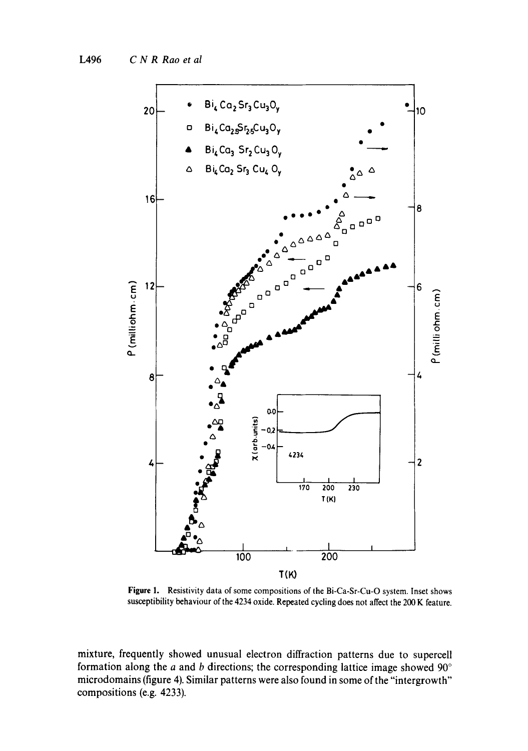• $Bi_4Ca_2Sr_3Cu_3O_y$

□ $Bi_4Ca_{2.5}Sr_{2.5}Cu_3O_y$

▲ $Bi_4Ca_3Sr_2Cu_3O_y$

△ $Bi_4Ca_2Sr_3Cu_4O_y$

ρ (milliohm . cm)

20

16

12

8

4

ρ (milli ohm . cm)

10

8

6

4

2

100

200

T(K)

0.0

−0.2

−0.4

χ (arb.units)

4234

170

200

230

T (K)

**Figure 1.** Resistivity data of some compositions of the Bi-Ca-Sr-Cu-O system. Inset shows susceptibility behaviour of the 4234 oxide. Repeated cycling does not affect the 200 K feature.

mixture, frequently showed unusual electron diffraction patterns due to supercell formation along the *a* and *b* directions; the corresponding lattice image showed 90° microdomains (figure 4). Similar patterns were also found in some of the "intergrowth" compositions (e.g. 4233).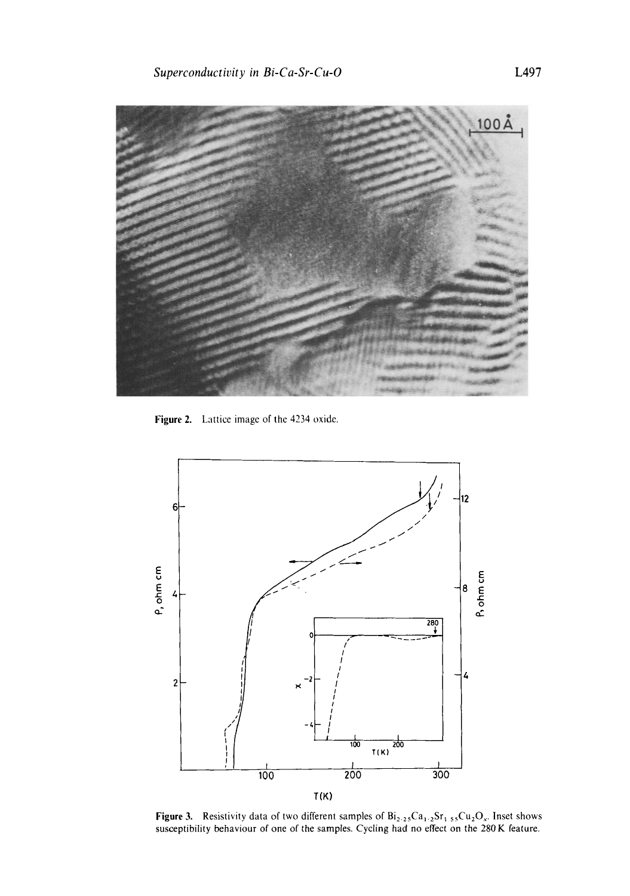100 Å

Figure 2. Lattice image of the 4234 oxide.

ρ, ohm cm

6

4

2

12

8

4

ρ, ohm cm

280

0

-2

-4

χ

100

200

T(K)

100

200

300

T(K)

Figure 3. Resistivity data of two different samples of $Bi_{2.25}Ca_{1.2}Sr_{1.55}Cu_2O_x$. Inset shows susceptibility behaviour of one of the samples. Cycling had no effect on the 280 K feature.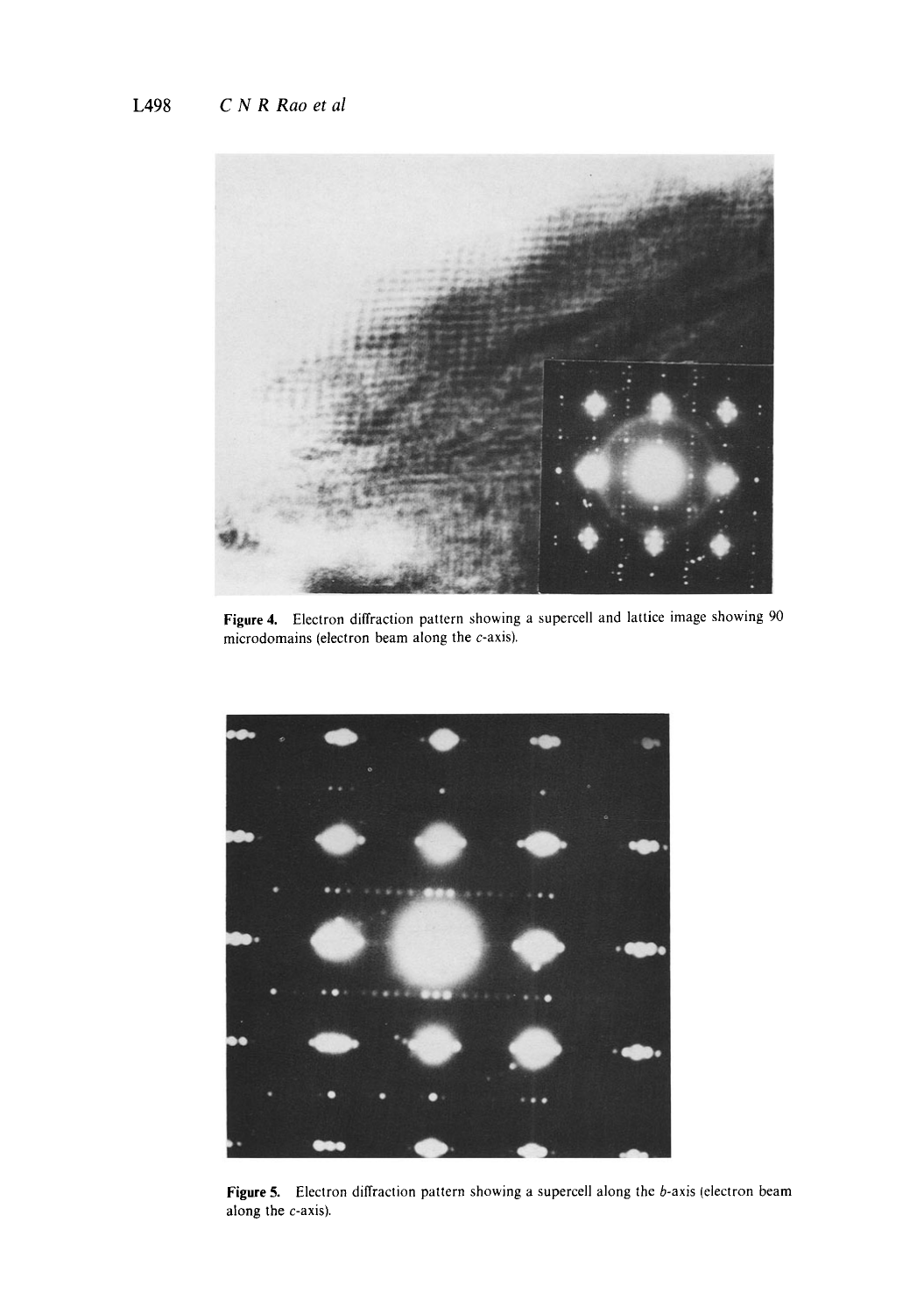**Figure 4.** Electron diffraction pattern showing a supercell and lattice image showing 90 microdomains (electron beam along the *c*-axis).

**Figure 5.** Electron diffraction pattern showing a supercell along the *b*-axis (electron beam along the *c*-axis).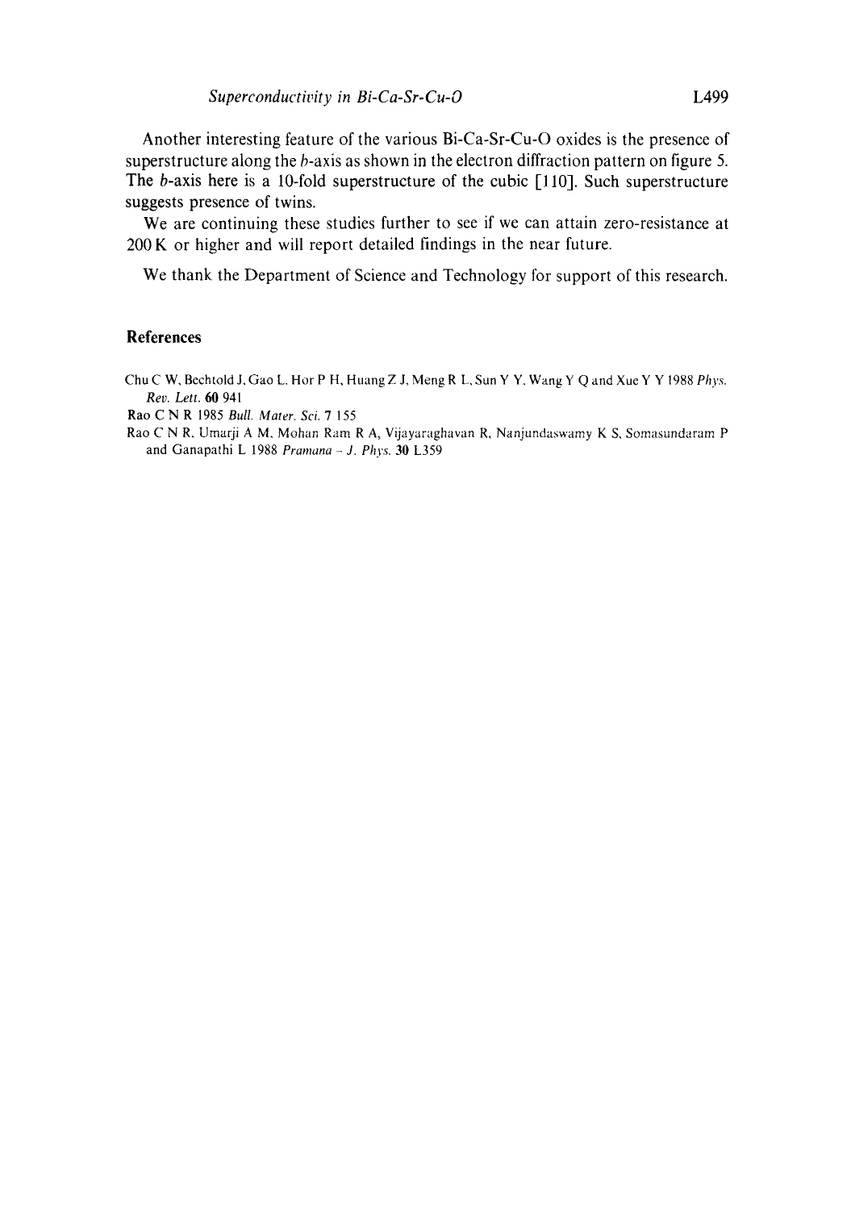Another interesting feature of the various Bi-Ca-Sr-Cu-O oxides is the presence of superstructure along the *b*-axis as shown in the electron diffraction pattern on figure 5. The *b*-axis here is a 10-fold superstructure of the cubic [110]. Such superstructure suggests presence of twins.

We are continuing these studies further to see if we can attain zero-resistance at 200 K or higher and will report detailed findings in the near future.

We thank the Department of Science and Technology for support of this research.

## References

Chu C W, Bechtold J, Gao L, Hor P H, Huang Z J, Meng R L, Sun Y Y, Wang Y Q and Xue Y Y 1988 *Phys. Rev. Lett.* **60** 941

Rao C N R 1985 *Bull. Mater. Sci.* **7** 155

Rao C N R, Umarji A M, Mohan Ram R A, Vijayaraghavan R, Nanjundaswamy K S, Somasundaram P and Ganapathi L 1988 *Pramana – J. Phys.* **30** L359